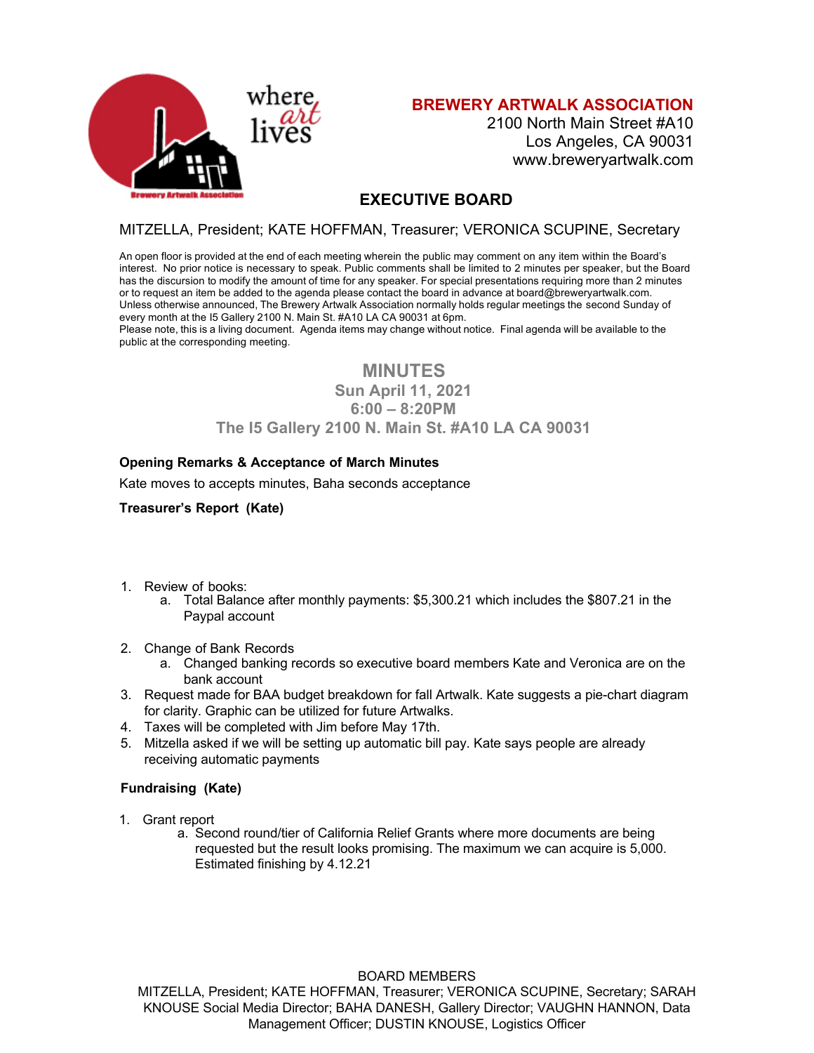**BREWERY ARTWALK ASSOCIATION**
2100 North Main Street #A10
Los Angeles, CA 90031
www.breweryartwalk.com

## EXECUTIVE BOARD

MITZELLA, President; KATE HOFFMAN, Treasurer; VERONICA SCUPINE, Secretary

An open floor is provided at the end of each meeting wherein the public may comment on any item within the Board's interest. No prior notice is necessary to speak. Public comments shall be limited to 2 minutes per speaker, but the Board has the discursion to modify the amount of time for any speaker. For special presentations requiring more than 2 minutes or to request an item be added to the agenda please contact the board in advance at board@breweryartwalk.com. Unless otherwise announced, The Brewery Artwalk Association normally holds regular meetings the second Sunday of every month at the I5 Gallery 2100 N. Main St. #A10 LA CA 90031 at 6pm.
Please note, this is a living document. Agenda items may change without notice. Final agenda will be available to the public at the corresponding meeting.

# MINUTES

**Sun April 11, 2021**
**6:00 – 8:20PM**
**The I5 Gallery 2100 N. Main St. #A10 LA CA 90031**

**Opening Remarks & Acceptance of March Minutes**

Kate moves to accepts minutes, Baha seconds acceptance

**Treasurer's Report (Kate)**

1. Review of books:
   a. Total Balance after monthly payments: $5,300.21 which includes the $807.21 in the Paypal account
2. Change of Bank Records
   a. Changed banking records so executive board members Kate and Veronica are on the bank account
3. Request made for BAA budget breakdown for fall Artwalk. Kate suggests a pie-chart diagram for clarity. Graphic can be utilized for future Artwalks.
4. Taxes will be completed with Jim before May 17th.
5. Mitzella asked if we will be setting up automatic bill pay. Kate says people are already receiving automatic payments

**Fundraising (Kate)**

1. Grant report
   a. Second round/tier of California Relief Grants where more documents are being requested but the result looks promising. The maximum we can acquire is 5,000. Estimated finishing by 4.12.21

BOARD MEMBERS
MITZELLA, President; KATE HOFFMAN, Treasurer; VERONICA SCUPINE, Secretary; SARAH KNOUSE Social Media Director; BAHA DANESH, Gallery Director; VAUGHN HANNON, Data Management Officer; DUSTIN KNOUSE, Logistics Officer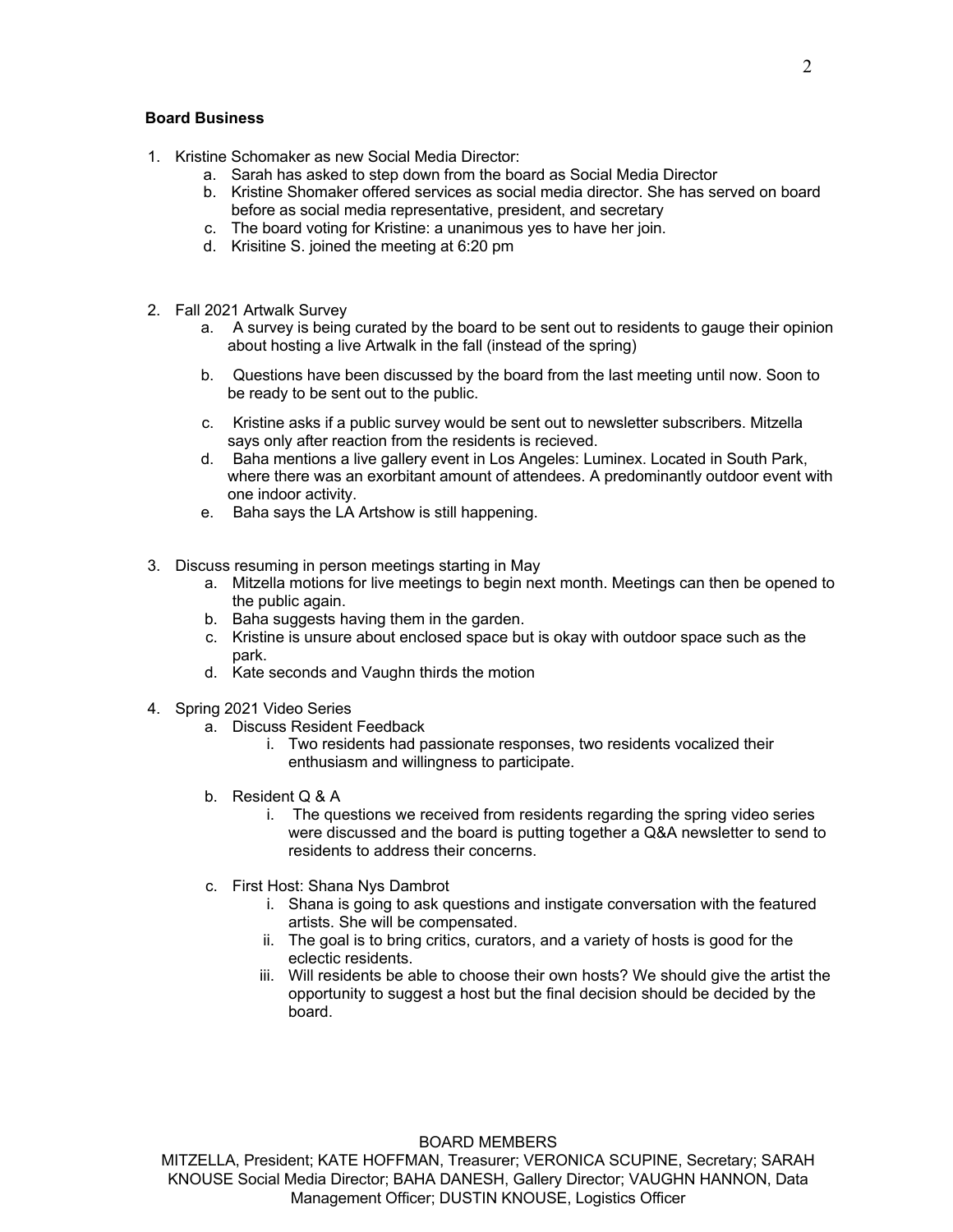**Board Business**

1. Kristine Schomaker as new Social Media Director:
    a. Sarah has asked to step down from the board as Social Media Director
    b. Kristine Shomaker offered services as social media director. She has served on board before as social media representative, president, and secretary
    c. The board voting for Kristine: a unanimous yes to have her join.
    d. Krisitine S. joined the meeting at 6:20 pm

2. Fall 2021 Artwalk Survey
    a. A survey is being curated by the board to be sent out to residents to gauge their opinion about hosting a live Artwalk in the fall (instead of the spring)
    b. Questions have been discussed by the board from the last meeting until now. Soon to be ready to be sent out to the public.
    c. Kristine asks if a public survey would be sent out to newsletter subscribers. Mitzella says only after reaction from the residents is recieved.
    d. Baha mentions a live gallery event in Los Angeles: Luminex. Located in South Park, where there was an exorbitant amount of attendees. A predominantly outdoor event with one indoor activity.
    e. Baha says the LA Artshow is still happening.

3. Discuss resuming in person meetings starting in May
    a. Mitzella motions for live meetings to begin next month. Meetings can then be opened to the public again.
    b. Baha suggests having them in the garden.
    c. Kristine is unsure about enclosed space but is okay with outdoor space such as the park.
    d. Kate seconds and Vaughn thirds the motion

4. Spring 2021 Video Series
    a. Discuss Resident Feedback
        i. Two residents had passionate responses, two residents vocalized their enthusiasm and willingness to participate.
    b. Resident Q & A
        i. The questions we received from residents regarding the spring video series were discussed and the board is putting together a Q&A newsletter to send to residents to address their concerns.
    c. First Host: Shana Nys Dambrot
        i. Shana is going to ask questions and instigate conversation with the featured artists. She will be compensated.
        ii. The goal is to bring critics, curators, and a variety of hosts is good for the eclectic residents.
        iii. Will residents be able to choose their own hosts? We should give the artist the opportunity to suggest a host but the final decision should be decided by the board.

BOARD MEMBERS
MITZELLA, President; KATE HOFFMAN, Treasurer; VERONICA SCUPINE, Secretary; SARAH KNOUSE Social Media Director; BAHA DANESH, Gallery Director; VAUGHN HANNON, Data Management Officer; DUSTIN KNOUSE, Logistics Officer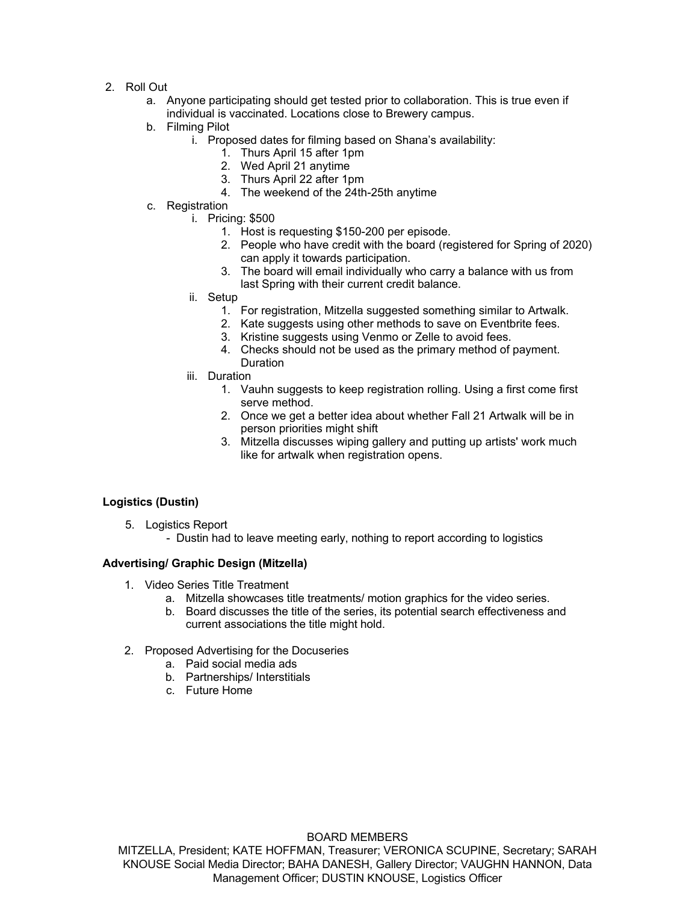2. Roll Out
    a. Anyone participating should get tested prior to collaboration. This is true even if individual is vaccinated. Locations close to Brewery campus.
    b. Filming Pilot
        i. Proposed dates for filming based on Shana's availability:
            1. Thurs April 15 after 1pm
            2. Wed April 21 anytime
            3. Thurs April 22 after 1pm
            4. The weekend of the 24th-25th anytime
    c. Registration
        i. Pricing: $500
            1. Host is requesting $150-200 per episode.
            2. People who have credit with the board (registered for Spring of 2020) can apply it towards participation.
            3. The board will email individually who carry a balance with us from last Spring with their current credit balance.
        ii. Setup
            1. For registration, Mitzella suggested something similar to Artwalk.
            2. Kate suggests using other methods to save on Eventbrite fees.
            3. Kristine suggests using Venmo or Zelle to avoid fees.
            4. Checks should not be used as the primary method of payment. Duration
        iii. Duration
            1. Vauhn suggests to keep registration rolling. Using a first come first serve method.
            2. Once we get a better idea about whether Fall 21 Artwalk will be in person priorities might shift
            3. Mitzella discusses wiping gallery and putting up artists' work much like for artwalk when registration opens.

**Logistics (Dustin)**

5. Logistics Report
    - Dustin had to leave meeting early, nothing to report according to logistics

**Advertising/ Graphic Design (Mitzella)**

1. Video Series Title Treatment
    a. Mitzella showcases title treatments/ motion graphics for the video series.
    b. Board discusses the title of the series, its potential search effectiveness and current associations the title might hold.

2. Proposed Advertising for the Docuseries
    a. Paid social media ads
    b. Partnerships/ Interstitials
    c. Future Home

BOARD MEMBERS
MITZELLA, President; KATE HOFFMAN, Treasurer; VERONICA SCUPINE, Secretary; SARAH KNOUSE Social Media Director; BAHA DANESH, Gallery Director; VAUGHN HANNON, Data Management Officer; DUSTIN KNOUSE, Logistics Officer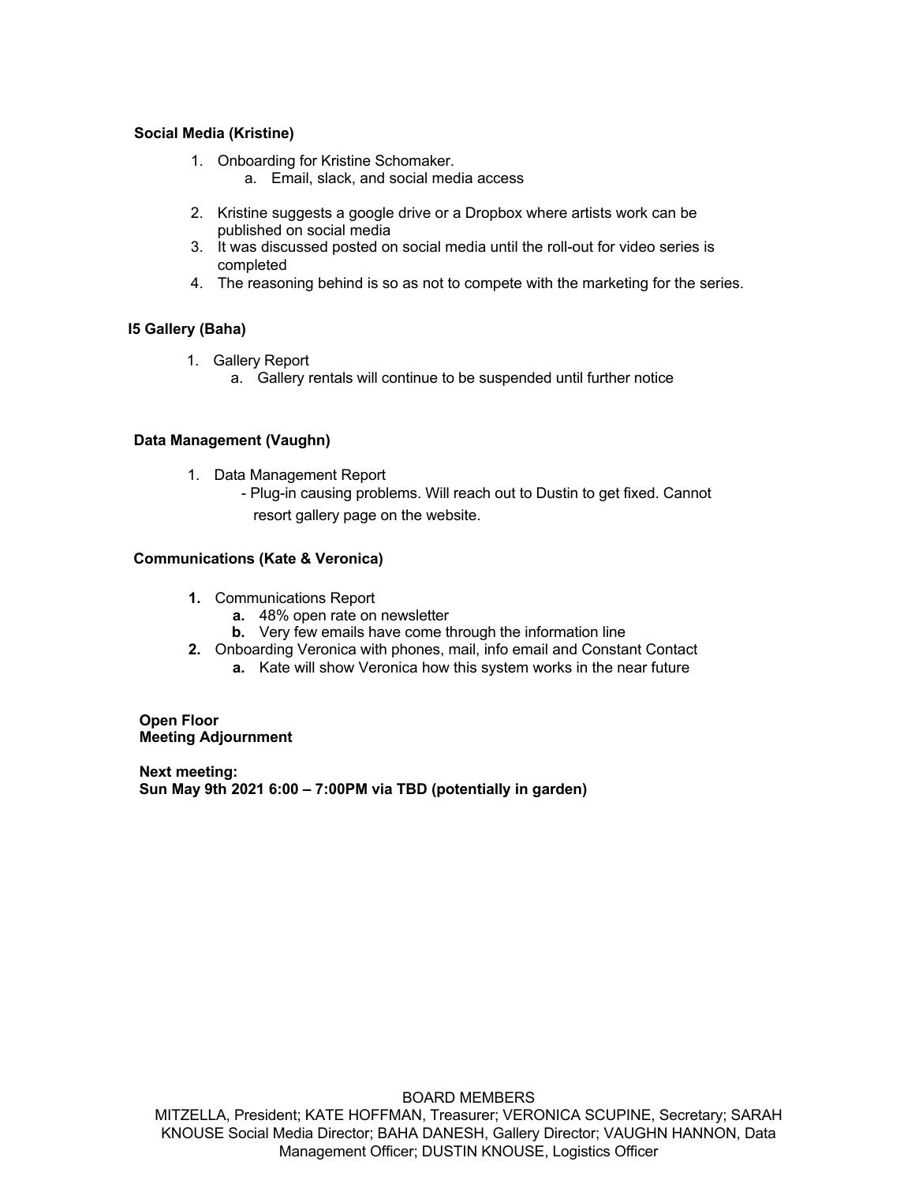**Social Media (Kristine)**

1. Onboarding for Kristine Schomaker.
    a. Email, slack, and social media access

2. Kristine suggests a google drive or a Dropbox where artists work can be published on social media
3. It was discussed posted on social media until the roll-out for video series is completed
4. The reasoning behind is so as not to compete with the marketing for the series.

**I5 Gallery (Baha)**

1. Gallery Report
    a. Gallery rentals will continue to be suspended until further notice

**Data Management (Vaughn)**

1. Data Management Report
    - Plug-in causing problems. Will reach out to Dustin to get fixed. Cannot resort gallery page on the website.

**Communications (Kate & Veronica)**

1. Communications Report
    a. 48% open rate on newsletter
    b. Very few emails have come through the information line
2. Onboarding Veronica with phones, mail, info email and Constant Contact
    a. Kate will show Veronica how this system works in the near future

**Open Floor**
**Meeting Adjournment**

**Next meeting:**
**Sun May 9th 2021 6:00 – 7:00PM via TBD (potentially in garden)**

BOARD MEMBERS
MITZELLA, President; KATE HOFFMAN, Treasurer; VERONICA SCUPINE, Secretary; SARAH KNOUSE Social Media Director; BAHA DANESH, Gallery Director; VAUGHN HANNON, Data Management Officer; DUSTIN KNOUSE, Logistics Officer